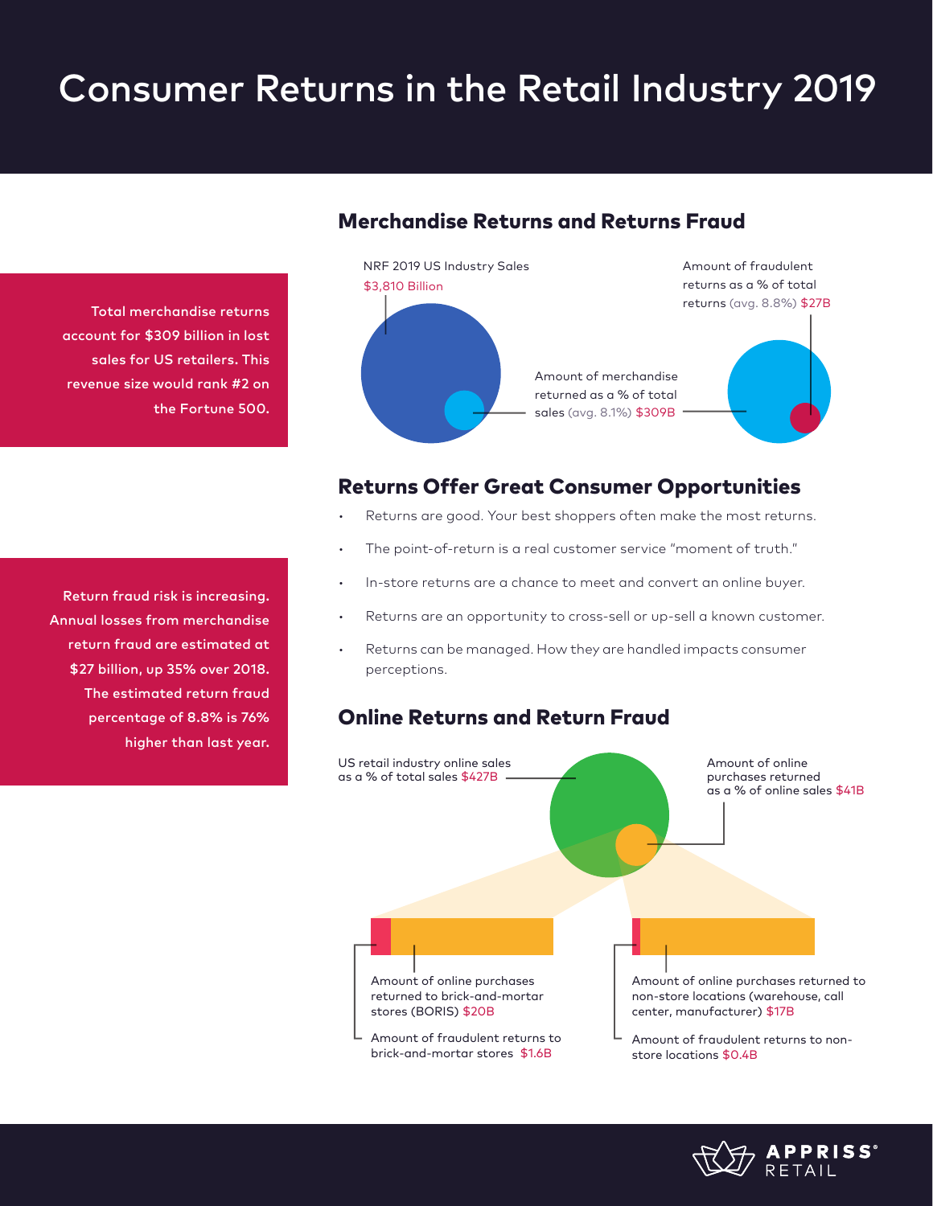# Consumer Returns in the Retail Industry 2019

**Total merchandise returns account for $309 billion in lost sales for US retailers. This revenue size would rank #2 on the Fortune 500.**

## Merchandise Returns and Returns Fraud

NRF 2019 US Industry Sales $3,810 Billion

Amount of merchandise returned as a % of total sales (avg. 8.1%) $309B

Amount of fraudulent returns as a % of total returns (avg. 8.8%) $27B

## Returns Offer Great Consumer Opportunities

- Returns are good. Your best shoppers often make the most returns.
- The point-of-return is a real customer service "moment of truth."
- In-store returns are a chance to meet and convert an online buyer.
- Returns are an opportunity to cross-sell or up-sell a known customer.
- Returns can be managed. How they are handled impacts consumer perceptions.

**Return fraud risk is increasing. Annual losses from merchandise return fraud are estimated at $27 billion, up 35% over 2018. The estimated return fraud percentage of 8.8% is 76% higher than last year.**

## Online Returns and Return Fraud

US retail industry online sales as a % of total sales $427B

Amount of online purchases returned as a % of online sales $41B

Amount of online purchases returned to brick-and-mortar stores (BORIS) $20B

Amount of fraudulent returns to brick-and-mortar stores $1.6B

Amount of online purchases returned to non-store locations (warehouse, call center, manufacturer) $17B

Amount of fraudulent returns to non-store locations $0.4B

APPRISS® RETAIL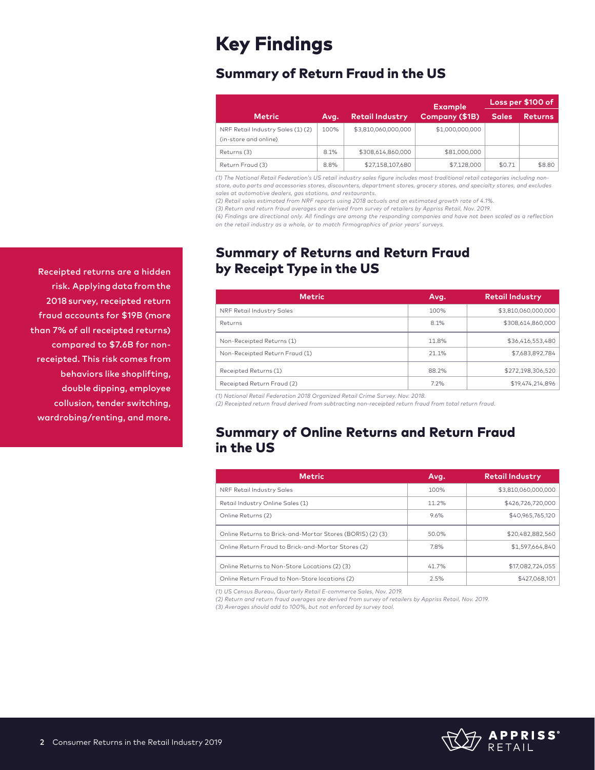# Key Findings

## Summary of Return Fraud in the US

| Metric | Avg. | Retail Industry | Example Company ($1B) | Loss per $100 of Sales | Loss per $100 of Returns |
|---|---|---|---|---|---|
| NRF Retail Industry Sales (1) (2) (in-store and online) | 100% | $3,810,060,000,000 | $1,000,000,000 | | |
| Returns (3) | 8.1% | $308,614,860,000 | $81,000,000 | | |
| Return Fraud (3) | 8.8% | $27,158,107,680 | $7,128,000 | $0.71 | $8.80 |

*(1) The National Retail Federation's US retail industry sales figure includes most traditional retail categories including non-store, auto parts and accessories stores, discounters, department stores, grocery stores, and specialty stores, and excludes sales at automotive dealers, gas stations, and restaurants.*

*(2) Retail sales estimated from NRF reports using 2018 actuals and an estimated growth rate of 4.1%.*

*(3) Return and return fraud averages are derived from survey of retailers by Appriss Retail, Nov. 2019.*

*(4) Findings are directional only. All findings are among the responding companies and have not been scaled as a reflection on the retail industry as a whole, or to match firmographics of prior years' surveys.*

## Summary of Returns and Return Fraud by Receipt Type in the US

| Metric | Avg. | Retail Industry |
|---|---|---|
| NRF Retail Industry Sales | 100% | $3,810,060,000,000 |
| Returns | 8.1% | $308,614,860,000 |
| Non-Receipted Returns (1) | 11.8% | $36,416,553,480 |
| Non-Receipted Return Fraud (1) | 21.1% | $7,683,892,784 |
| Receipted Returns (1) | 88.2% | $272,198,306,520 |
| Receipted Return Fraud (2) | 7.2% | $19,474,214,896 |

*(1) National Retail Federation 2018 Organized Retail Crime Survey. Nov. 2018.*

*(2) Receipted return fraud derived from subtracting non-receipted return fraud from total return fraud.*

Receipted returns are a hidden risk. Applying data from the 2018 survey, receipted return fraud accounts for $19B (more than 7% of all receipted returns) compared to $7.6B for non-receipted. This risk comes from behaviors like shoplifting, double dipping, employee collusion, tender switching, wardrobing/renting, and more.

## Summary of Online Returns and Return Fraud in the US

| Metric | Avg. | Retail Industry |
|---|---|---|
| NRF Retail Industry Sales | 100% | $3,810,060,000,000 |
| Retail Industry Online Sales (1) | 11.2% | $426,726,720,000 |
| Online Returns (2) | 9.6% | $40,965,765,120 |
| Online Returns to Brick-and-Mortar Stores (BORIS) (2) (3) | 50.0% | $20,482,882,560 |
| Online Return Fraud to Brick-and-Mortar Stores (2) | 7.8% | $1,597,664,840 |
| Online Returns to Non-Store Locations (2) (3) | 41.7% | $17,082,724,055 |
| Online Return Fraud to Non-Store locations (2) | 2.5% | $427,068,101 |

*(1) US Census Bureau, Quarterly Retail E-commerce Sales, Nov. 2019.*

*(2) Return and return fraud averages are derived from survey of retailers by Appriss Retail, Nov. 2019.*

*(3) Averages should add to 100%, but not enforced by survey tool.*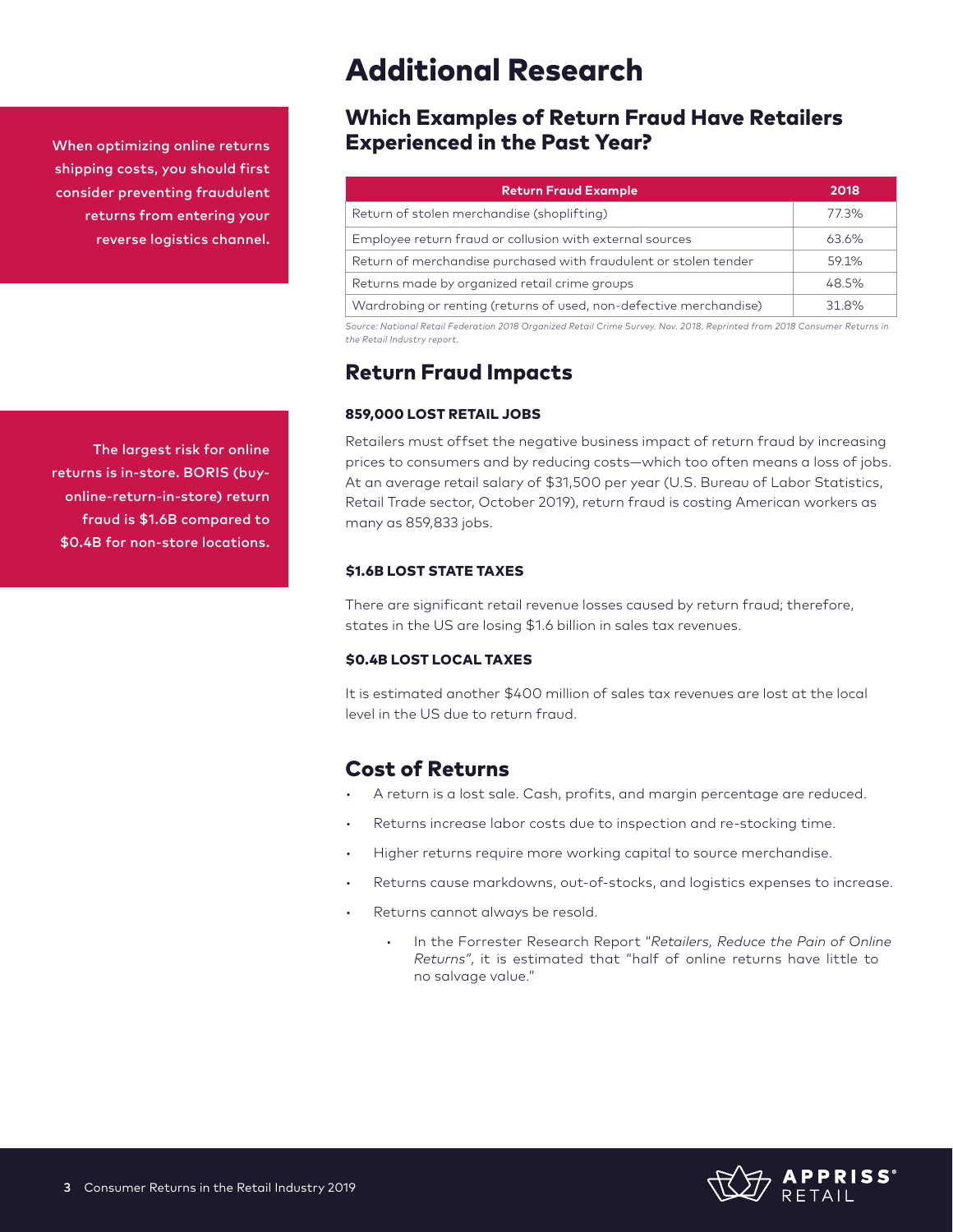# Additional Research

When optimizing online returns shipping costs, you should first consider preventing fraudulent returns from entering your reverse logistics channel.

## Which Examples of Return Fraud Have Retailers Experienced in the Past Year?

| Return Fraud Example | 2018 |
|---|---|
| Return of stolen merchandise (shoplifting) | 77.3% |
| Employee return fraud or collusion with external sources | 63.6% |
| Return of merchandise purchased with fraudulent or stolen tender | 59.1% |
| Returns made by organized retail crime groups | 48.5% |
| Wardrobing or renting (returns of used, non-defective merchandise) | 31.8% |

*Source: National Retail Federation 2018 Organized Retail Crime Survey. Nov. 2018. Reprinted from 2018 Consumer Returns in the Retail Industry report.*

## Return Fraud Impacts

The largest risk for online returns is in-store. BORIS (buy-online-return-in-store) return fraud is $1.6B compared to $0.4B for non-store locations.

### 859,000 LOST RETAIL JOBS

Retailers must offset the negative business impact of return fraud by increasing prices to consumers and by reducing costs—which too often means a loss of jobs. At an average retail salary of $31,500 per year (U.S. Bureau of Labor Statistics, Retail Trade sector, October 2019), return fraud is costing American workers as many as 859,833 jobs.

### $1.6B LOST STATE TAXES

There are significant retail revenue losses caused by return fraud; therefore, states in the US are losing $1.6 billion in sales tax revenues.

### $0.4B LOST LOCAL TAXES

It is estimated another $400 million of sales tax revenues are lost at the local level in the US due to return fraud.

## Cost of Returns

- A return is a lost sale. Cash, profits, and margin percentage are reduced.
- Returns increase labor costs due to inspection and re-stocking time.
- Higher returns require more working capital to source merchandise.
- Returns cause markdowns, out-of-stocks, and logistics expenses to increase.
- Returns cannot always be resold.
  - In the Forrester Research Report "*Retailers, Reduce the Pain of Online Returns*", it is estimated that "half of online returns have little to no salvage value."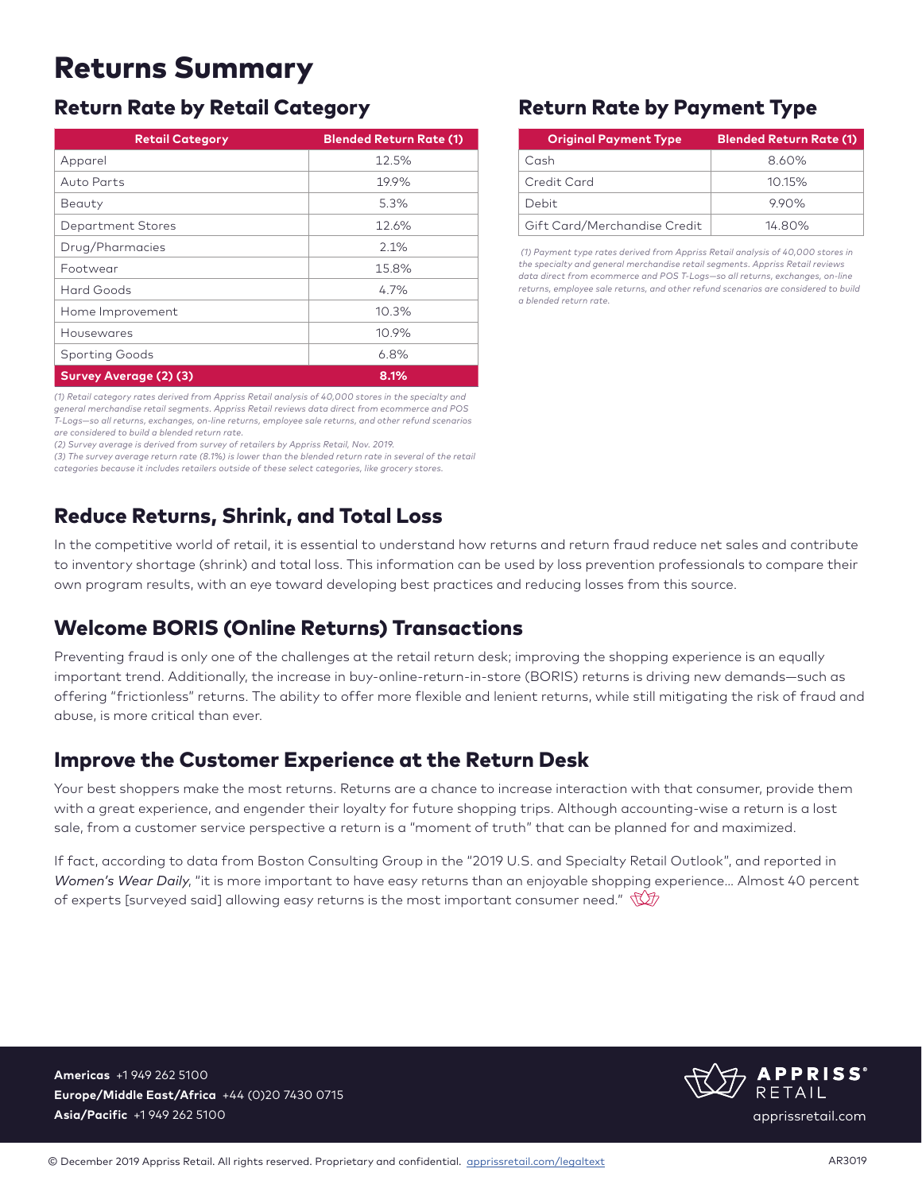# Returns Summary

## Return Rate by Retail Category

| Retail Category | Blended Return Rate (1) |
| --- | --- |
| Apparel | 12.5% |
| Auto Parts | 19.9% |
| Beauty | 5.3% |
| Department Stores | 12.6% |
| Drug/Pharmacies | 2.1% |
| Footwear | 15.8% |
| Hard Goods | 4.7% |
| Home Improvement | 10.3% |
| Housewares | 10.9% |
| Sporting Goods | 6.8% |
| **Survey Average (2) (3)** | **8.1%** |

*(1) Retail category rates derived from Appriss Retail analysis of 40,000 stores in the specialty and general merchandise retail segments. Appriss Retail reviews data direct from ecommerce and POS T-Logs—so all returns, exchanges, on-line returns, employee sale returns, and other refund scenarios are considered to build a blended return rate.*

*(2) Survey average is derived from survey of retailers by Appriss Retail, Nov. 2019.*

*(3) The survey average return rate (8.1%) is lower than the blended return rate in several of the retail categories because it includes retailers outside of these select categories, like grocery stores.*

## Return Rate by Payment Type

| Original Payment Type | Blended Return Rate (1) |
| --- | --- |
| Cash | 8.60% |
| Credit Card | 10.15% |
| Debit | 9.90% |
| Gift Card/Merchandise Credit | 14.80% |

*(1) Payment type rates derived from Appriss Retail analysis of 40,000 stores in the specialty and general merchandise retail segments. Appriss Retail reviews data direct from ecommerce and POS T-Logs—so all returns, exchanges, on-line returns, employee sale returns, and other refund scenarios are considered to build a blended return rate.*

## Reduce Returns, Shrink, and Total Loss

In the competitive world of retail, it is essential to understand how returns and return fraud reduce net sales and contribute to inventory shortage (shrink) and total loss. This information can be used by loss prevention professionals to compare their own program results, with an eye toward developing best practices and reducing losses from this source.

## Welcome BORIS (Online Returns) Transactions

Preventing fraud is only one of the challenges at the retail return desk; improving the shopping experience is an equally important trend. Additionally, the increase in buy-online-return-in-store (BORIS) returns is driving new demands—such as offering "frictionless" returns. The ability to offer more flexible and lenient returns, while still mitigating the risk of fraud and abuse, is more critical than ever.

## Improve the Customer Experience at the Return Desk

Your best shoppers make the most returns. Returns are a chance to increase interaction with that consumer, provide them with a great experience, and engender their loyalty for future shopping trips. Although accounting-wise a return is a lost sale, from a customer service perspective a return is a "moment of truth" that can be planned for and maximized.

If fact, according to data from Boston Consulting Group in the "2019 U.S. and Specialty Retail Outlook", and reported in *Women's Wear Daily*, "it is more important to have easy returns than an enjoyable shopping experience… Almost 40 percent of experts [surveyed said] allowing easy returns is the most important consumer need."

**Americas** +1 949 262 5100
**Europe/Middle East/Africa** +44 (0)20 7430 0715
**Asia/Pacific** +1 949 262 5100

APPRISS® RETAIL
apprissretail.com

© December 2019 Appriss Retail. All rights reserved. Proprietary and confidential. apprissretail.com/legaltext

AR3019